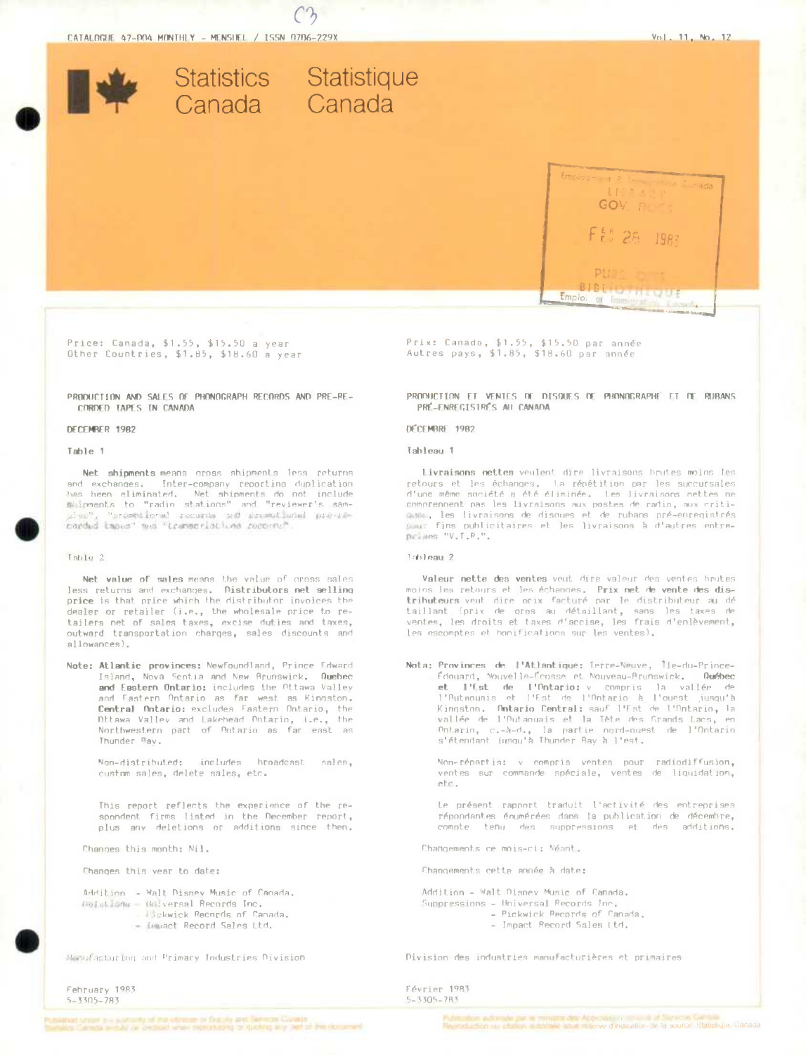CATALOGUE 47-004 MONTHLY - MENSUEL / ISSN 0706-229X

Vol. 11, No. 12

# Statistics Canada / Statistique Canada

Price: Canada, $1.55, $15.50 a year
Other Countries, $1.85, $18.60 a year

## PRODUCTION AND SALES OF PHONOGRAPH RECORDS AND PRE-RECORDED TAPES IN CANADA

DECEMBER 1982

Table 1

**Net shipments** means gross shipments less returns and exchanges. Inter-company reporting duplication has been eliminated. Net shipments do not include shipments to "radio stations" and "reviewer's samples", "promotional records and promotional pre-recorded tapes" and "transcriptions records".

Table 2

**Net value of sales** means the value of gross sales less returns and exchanges. **Distributors net selling price** is that price which the distributor invoices the dealer or retailer (i.e., the wholesale price to retailers net of sales taxes, excise duties and taxes, outward transportation charges, sales discounts and allowances).

Note: **Atlantic provinces:** Newfoundland, Prince Edward Island, Nova Scotia and New Brunswick. **Quebec and Eastern Ontario:** includes the Ottawa Valley and Eastern Ontario as far west as Kingston. **Central Ontario:** excludes Eastern Ontario, the Ottawa Valley and Lakehead Ontario, i.e., the Northwestern part of Ontario as far east as Thunder Bay.

Non-distributed: includes broadcast sales, custom sales, delete sales, etc.

This report reflects the experience of the respondent firms listed in the December report, plus any deletions or additions since then.

Changes this month: Nil.

Changes this year to date:

Addition - Walt Disney Music of Canada.
Deletions - Universal Records Inc.
- Pickwick Records of Canada.
- Impact Record Sales Ltd.

Manufacturing and Primary Industries Division

February 1983
5-3305-783

Prix: Canada, $1.55, $15.50 par année
Autres pays, $1.85, $18.60 par année

## PRODUCTION ET VENTES DE DISQUES DE PHONOGRAPHE ET DE RUBANS PRÉ-ENREGISTRÉS AU CANADA

DÉCEMBRE 1982

Tableau 1

**Livraisons nettes** veulent dire livraisons brutes moins les retours et les échanges. La répétition par les succursales d'une même société a été éliminée. Les livraisons nettes ne comprennent pas les livraisons aux postes de radio, aux critiques, les livraisons de disques et de rubans pré-enregistrés pour fins publicitaires et les livraisons à d'autres entreprises "V.T.R.".

Tableau 2

**Valeur nette des ventes** veut dire valeur des ventes brutes moins les retours et les échanges. **Prix net de vente des distributeurs** veut dire prix facturé par le distributeur au détaillant (prix de gros au détaillant, sans les taxes de ventes, les droits et taxes d'accise, les frais d'enlèvement, les escomptes et bonifications sur les ventes).

Nota: **Provinces de l'Atlantique:** Terre-Neuve, Île-du-Prince-Édouard, Nouvelle-Écosse et Nouveau-Brunswick. **Québec et l'Est de l'Ontario:** y compris la vallée de l'Outaouais et l'Est de l'Ontario à l'ouest jusqu'à Kingston. **Ontario Central:** sauf l'Est de l'Ontario, la vallée de l'Outaouais et la Tête des Grands Lacs, en Ontario, c.-à-d., la partie nord-ouest de l'Ontario s'étendant jusqu'à Thunder Bay à l'est.

Non-répartis: y compris ventes pour radiodiffusion, ventes sur commande spéciale, ventes de liquidation, etc.

Le présent rapport traduit l'activité des entreprises répondantes énumérées dans la publication de décembre, compte tenu des suppressions et des additions.

Changements ce mois-ci: Néant.

Changements cette année à date:

Addition - Walt Disney Music of Canada.
Suppressions - Universal Records Inc.
- Pickwick Records of Canada.
- Impact Record Sales Ltd.

Division des industries manufacturières et primaires

Février 1983
5-3305-783

Published under the authority of the Minister of Supply and Services Canada. Statistics Canada should be credited when reproducing or quoting any part of this document.

Publication autorisée par le ministre des Approvisionnements et Services Canada. Reproduction ou citation autorisée sous réserve d'indication de la source: Statistique Canada.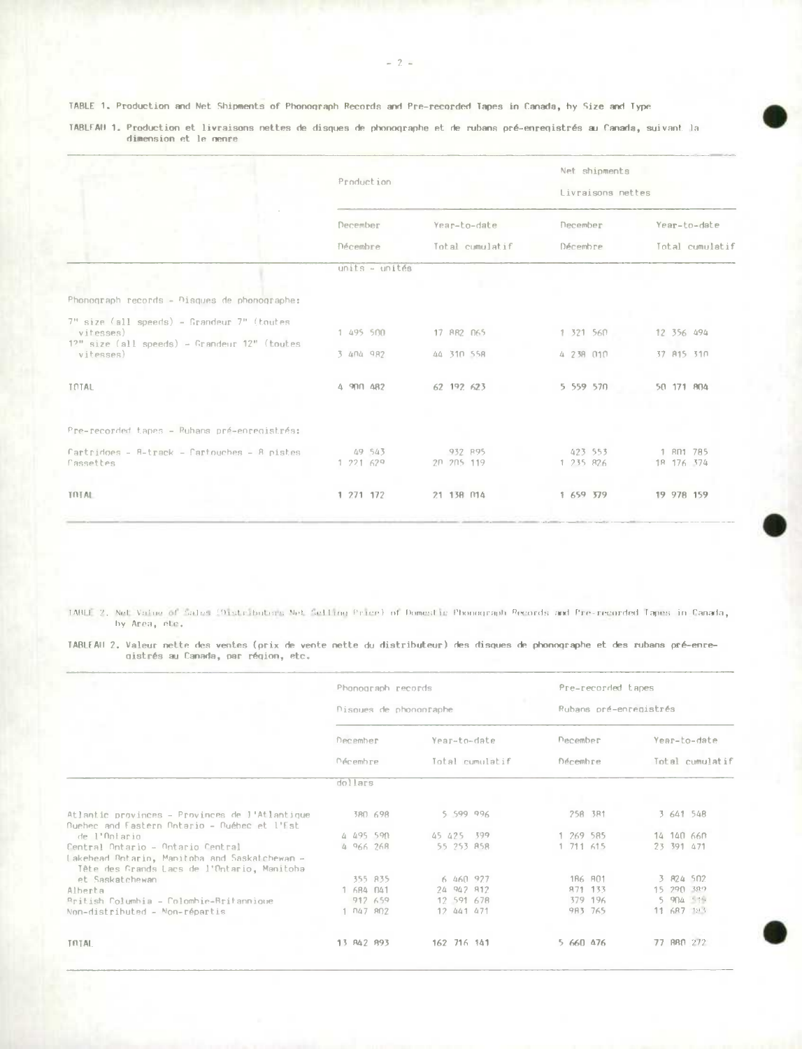TABLE 1. Production and Net Shipments of Phonograph Records and Pre-recorded Tapes in Canada, by Size and Type

TABLEAU 1. Production et livraisons nettes de disques de phonographe et de rubans pré-enregistrés au Canada, suivant la dimension et le genre

| | Production | | Net shipments – Livraisons nettes | |
|---|---|---|---|---|
| | December – Décembre | Year-to-date – Total cumulatif | December – Décembre | Year-to-date – Total cumulatif |
| | units – unités | | | |
| Phonograph records – Disques de phonographe: | | | | |
| 7" size (all speeds) – Grandeur 7" (toutes vitesses) | 1 495 500 | 17 882 065 | 1 321 560 | 12 356 494 |
| 12" size (all speeds) – Grandeur 12" (toutes vitesses) | 3 404 982 | 44 310 558 | 4 238 010 | 37 815 310 |
| TOTAL | 4 900 482 | 62 192 623 | 5 559 570 | 50 171 804 |
| Pre-recorded tapes – Rubans pré-enregistrés: | | | | |
| Cartridges – 8-track – Cartouches – 8 pistes | 49 543 | 932 895 | 423 553 | 1 801 785 |
| Cassettes | 1 221 629 | 20 205 119 | 1 235 826 | 18 176 374 |
| TOTAL | 1 271 172 | 21 138 014 | 1 659 379 | 19 978 159 |

TABLE 2. Net Value of Sales (Distributors Net Selling Price) of Domestic Phonograph Records and Pre-recorded Tapes in Canada, by Area, etc.

TABLEAU 2. Valeur nette des ventes (prix de vente nette du distributeur) des disques de phonographe et des rubans pré-enregistrés au Canada, par région, etc.

| | Phonograph records – Disques de phonographe | | Pre-recorded tapes – Rubans pré-enregistrés | |
|---|---|---|---|---|
| | December – Décembre | Year-to-date – Total cumulatif | December – Décembre | Year-to-date – Total cumulatif |
| | dollars | | | |
| Atlantic provinces – Provinces de l'Atlantique | 380 698 | 5 599 996 | 258 381 | 3 641 548 |
| Quebec and Eastern Ontario – Québec et l'Est de l'Ontario | 4 495 590 | 45 425 399 | 1 269 585 | 14 140 660 |
| Central Ontario – Ontario Central | 4 966 268 | 55 253 858 | 1 711 615 | 23 391 471 |
| Lakehead Ontario, Manitoba and Saskatchewan – Tête des Grands Lacs de l'Ontario, Manitoba et Saskatchewan | 355 835 | 6 460 927 | 186 801 | 3 824 502 |
| Alberta | 1 684 041 | 24 942 812 | 871 133 | 15 290 382 |
| British Columbia – Colombie-Britannique | 912 659 | 12 591 678 | 379 196 | 5 904 319 |
| Non-distributed – Non-répartis | 1 047 802 | 12 441 471 | 983 765 | 11 687 393 |
| TOTAL | 13 842 893 | 162 716 141 | 5 660 476 | 77 880 272 |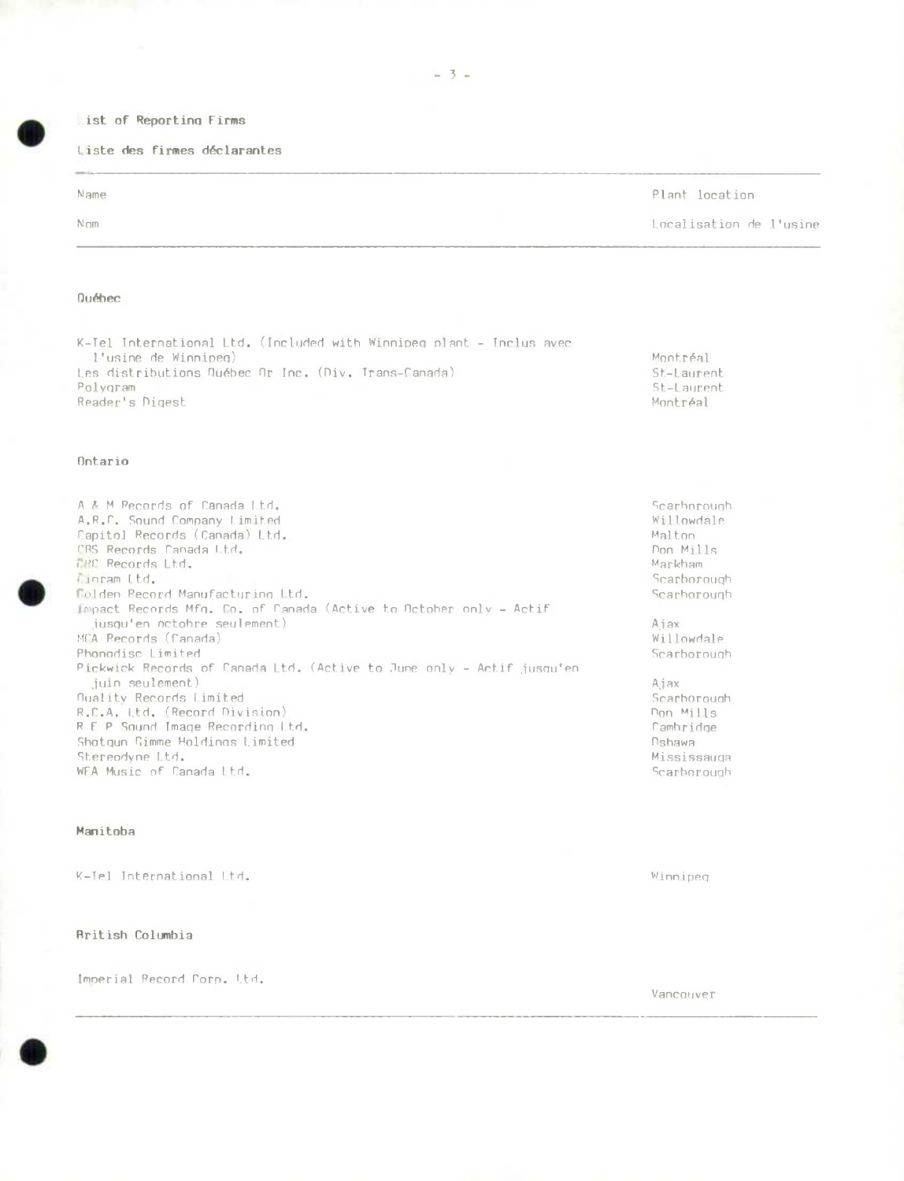## List of Reporting Firms

## Liste des firmes déclarantes

| Name<br>Nom | Plant location<br>Localisation de l'usine |
|---|---|
| **Québec** | |
| K-Tel International Ltd. (Included with Winnipeg plant - Inclus avec l'usine de Winnipeg) | Montréal |
| Les distributions Québec Or Inc. (Div. Trans-Canada) | St-Laurent |
| Polygram | St-Laurent |
| Reader's Digest | Montréal |
| **Ontario** | |
| A & M Records of Canada Ltd. | Scarborough |
| A.R.C. Sound Company Limited | Willowdale |
| Capitol Records (Canada) Ltd. | Malton |
| CBS Records Canada Ltd. | Don Mills |
| CRC Records Ltd. | Markham |
| Cinram Ltd. | Scarborough |
| Golden Record Manufacturing Ltd. | Scarborough |
| Impact Records Mfg. Co. of Canada (Active to October only - Actif jusqu'en octobre seulement) | Ajax |
| MCA Records (Canada) | Willowdale |
| Phonodisc Limited | Scarborough |
| Pickwick Records of Canada Ltd. (Active to June only - Actif jusqu'en juin seulement) | Ajax |
| Quality Records Limited | Scarborough |
| R.C.A. Ltd. (Record Division) | Don Mills |
| R E P Sound Image Recording Ltd. | Cambridge |
| Shotgun Gimme Holdings Limited | Oshawa |
| Stereodyne Ltd. | Mississauga |
| WEA Music of Canada Ltd. | Scarborough |
| **Manitoba** | |
| K-Tel International Ltd. | Winnipeg |
| **British Columbia** | |
| Imperial Record Corp. Ltd. | Vancouver |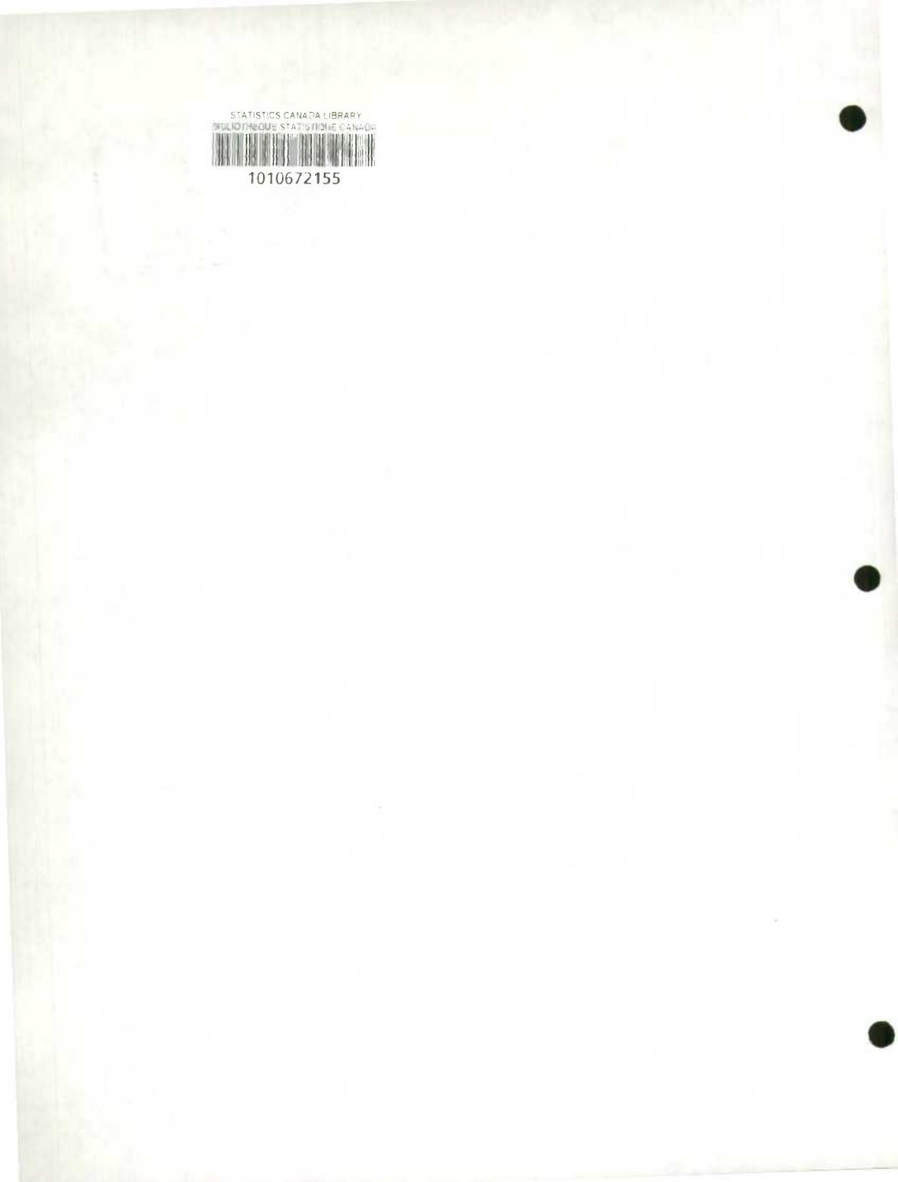STATISTICS CANADA LIBRARY
BIBLIOTHÈQUE STATISTIQUE CANADA

1010672155